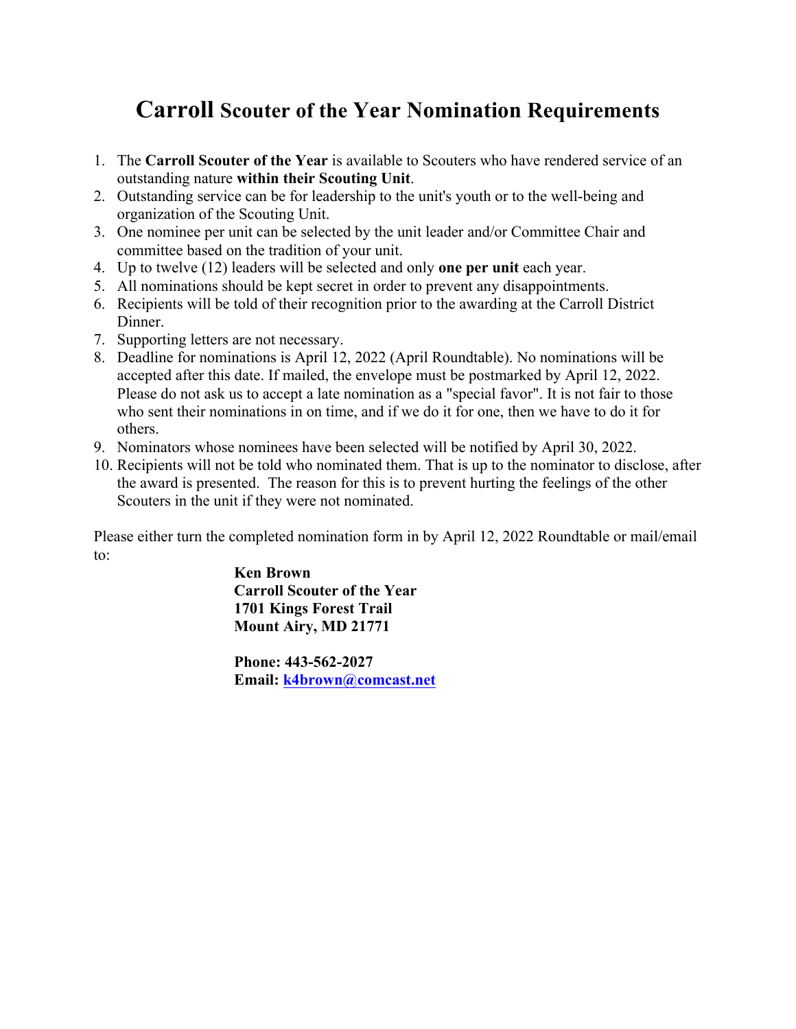# Carroll Scouter of the Year Nomination Requirements

1. The **Carroll Scouter of the Year** is available to Scouters who have rendered service of an outstanding nature **within their Scouting Unit**.
2. Outstanding service can be for leadership to the unit's youth or to the well-being and organization of the Scouting Unit.
3. One nominee per unit can be selected by the unit leader and/or Committee Chair and committee based on the tradition of your unit.
4. Up to twelve (12) leaders will be selected and only **one per unit** each year.
5. All nominations should be kept secret in order to prevent any disappointments.
6. Recipients will be told of their recognition prior to the awarding at the Carroll District Dinner.
7. Supporting letters are not necessary.
8. Deadline for nominations is April 12, 2022 (April Roundtable). No nominations will be accepted after this date. If mailed, the envelope must be postmarked by April 12, 2022. Please do not ask us to accept a late nomination as a "special favor". It is not fair to those who sent their nominations in on time, and if we do it for one, then we have to do it for others.
9. Nominators whose nominees have been selected will be notified by April 30, 2022.
10. Recipients will not be told who nominated them. That is up to the nominator to disclose, after the award is presented. The reason for this is to prevent hurting the feelings of the other Scouters in the unit if they were not nominated.

Please either turn the completed nomination form in by April 12, 2022 Roundtable or mail/email to:

**Ken Brown**
**Carroll Scouter of the Year**
**1701 Kings Forest Trail**
**Mount Airy, MD 21771**

**Phone: 443-562-2027**
**Email: k4brown@comcast.net**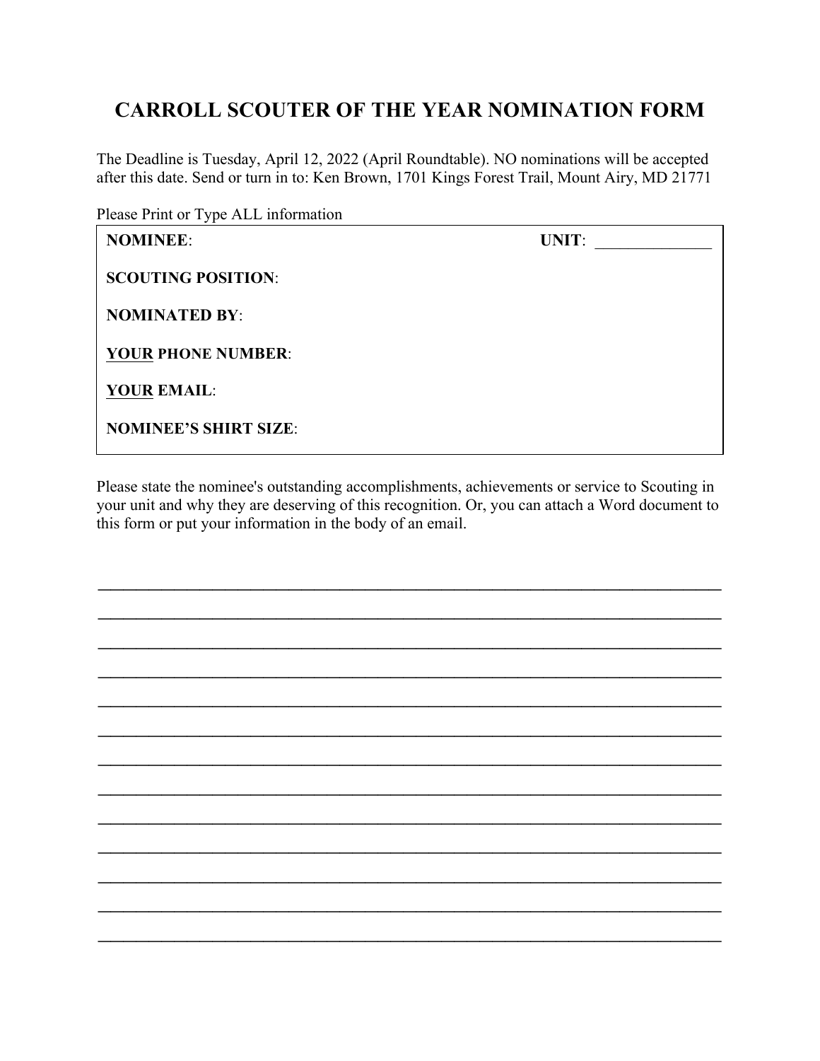# CARROLL SCOUTER OF THE YEAR NOMINATION FORM

The Deadline is Tuesday, April 12, 2022 (April Roundtable). NO nominations will be accepted after this date. Send or turn in to: Ken Brown, 1701 Kings Forest Trail, Mount Airy, MD 21771

Please Print or Type ALL information

**NOMINEE**: **UNIT**: ______________

**SCOUTING POSITION**:

**NOMINATED BY**:

**YOUR PHONE NUMBER**:

**YOUR EMAIL**:

**NOMINEE'S SHIRT SIZE**:

Please state the nominee's outstanding accomplishments, achievements or service to Scouting in your unit and why they are deserving of this recognition. Or, you can attach a Word document to this form or put your information in the body of an email.

______________________________________________________________________________

______________________________________________________________________________

______________________________________________________________________________

______________________________________________________________________________

______________________________________________________________________________

______________________________________________________________________________

______________________________________________________________________________

______________________________________________________________________________

______________________________________________________________________________

______________________________________________________________________________

______________________________________________________________________________

______________________________________________________________________________

______________________________________________________________________________